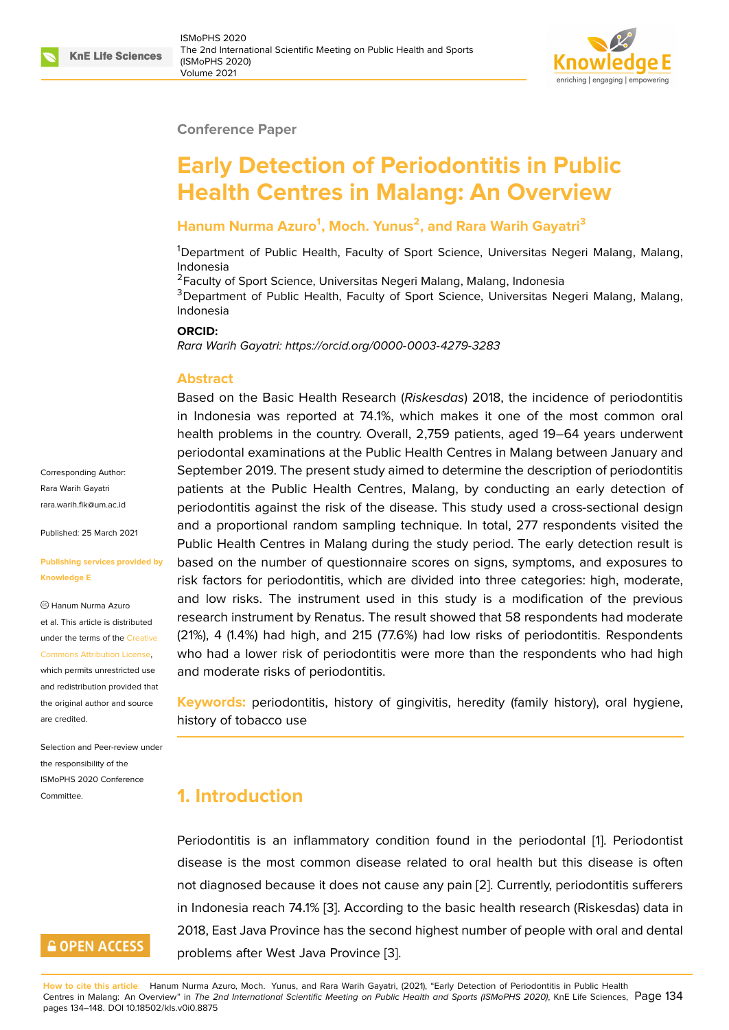Conference Paper

# Early Detection of Periodontitis in Public Health Centres in Malang: An Overview

**Hanum Nurma Azuro[1], Moch. Yunus[2], and Rara Warih Gayatri[3]**

[1]Department of Public Health, Faculty of Sport Science, Universitas Negeri Malang, Malang, Indonesia
[2]Faculty of Sport Science, Universitas Negeri Malang, Malang, Indonesia
[3]Department of Public Health, Faculty of Sport Science, Universitas Negeri Malang, Malang, Indonesia

**ORCID:**
*Rara Warih Gayatri: https://orcid.org/0000-0003-4279-3283*

Corresponding Author: Rara Warih Gayatri rara.warih.fik@um.ac.id

Published: 25 March 2021

Publishing services provided by Knowledge E

© Hanum Nurma Azuro et al. This article is distributed under the terms of the Creative Commons Attribution License, which permits unrestricted use and redistribution provided that the original author and source are credited.

Selection and Peer-review under the responsibility of the ISMoPHS 2020 Conference Committee.

## Abstract

Based on the Basic Health Research (*Riskesdas*) 2018, the incidence of periodontitis in Indonesia was reported at 74.1%, which makes it one of the most common oral health problems in the country. Overall, 2,759 patients, aged 19–64 years underwent periodontal examinations at the Public Health Centres in Malang between January and September 2019. The present study aimed to determine the description of periodontitis patients at the Public Health Centres, Malang, by conducting an early detection of periodontitis against the risk of the disease. This study used a cross-sectional design and a proportional random sampling technique. In total, 277 respondents visited the Public Health Centres in Malang during the study period. The early detection result is based on the number of questionnaire scores on signs, symptoms, and exposures to risk factors for periodontitis, which are divided into three categories: high, moderate, and low risks. The instrument used in this study is a modification of the previous research instrument by Renatus. The result showed that 58 respondents had moderate (21%), 4 (1.4%) had high, and 215 (77.6%) had low risks of periodontitis. Respondents who had a lower risk of periodontitis were more than the respondents who had high and moderate risks of periodontitis.

**Keywords:** periodontitis, history of gingivitis, heredity (family history), oral hygiene, history of tobacco use

## 1. Introduction

Periodontitis is an inflammatory condition found in the periodontal [1]. Periodontist disease is the most common disease related to oral health but this disease is often not diagnosed because it does not cause any pain [2]. Currently, periodontitis sufferers in Indonesia reach 74.1% [3]. According to the basic health research (Riskesdas) data in 2018, East Java Province has the second highest number of people with oral and dental problems after West Java Province [3].

**How to cite this article:** Hanum Nurma Azuro, Moch. Yunus, and Rara Warih Gayatri, (2021), "Early Detection of Periodontitis in Public Health Centres in Malang: An Overview" in *The 2nd International Scientific Meeting on Public Health and Sports (ISMoPHS 2020)*, KnE Life Sciences, pages 134–148. DOI 10.18502/kls.v0i0.8875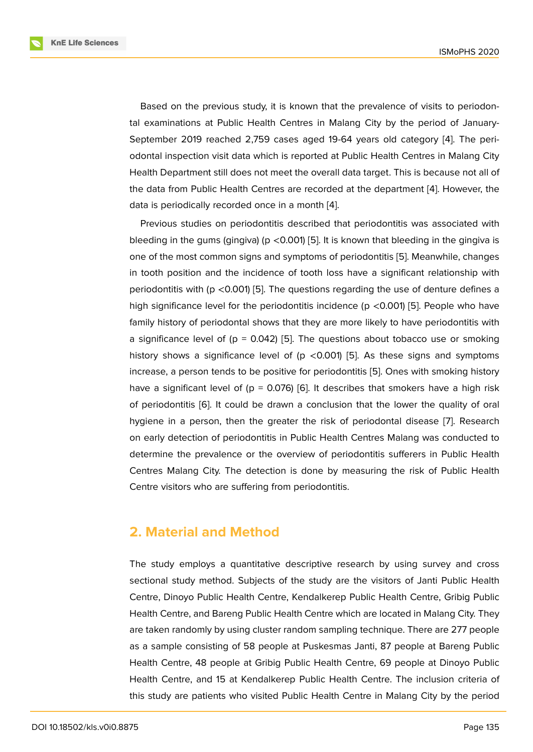Based on the previous study, it is known that the prevalence of visits to periodontal examinations at Public Health Centres in Malang City by the period of January-September 2019 reached 2,759 cases aged 19-64 years old category [4]. The periodontal inspection visit data which is reported at Public Health Centres in Malang City Health Department still does not meet the overall data target. This is because not all of the data from Public Health Centres are recorded at the department [4]. However, the data is periodically recorded once in a month [4].

Previous studies on periodontitis described that periodontitis was associated with bleeding in the gums (gingiva) ($p < 0.001$) [5]. It is known that bleeding in the gingiva is one of the most common signs and symptoms of periodontitis [5]. Meanwhile, changes in tooth position and the incidence of tooth loss have a significant relationship with periodontitis with ($p < 0.001$) [5]. The questions regarding the use of denture defines a high significance level for the periodontitis incidence ($p < 0.001$) [5]. People who have family history of periodontal shows that they are more likely to have periodontitis with a significance level of ($p = 0.042$) [5]. The questions about tobacco use or smoking history shows a significance level of ($p < 0.001$) [5]. As these signs and symptoms increase, a person tends to be positive for periodontitis [5]. Ones with smoking history have a significant level of ($p = 0.076$) [6]. It describes that smokers have a high risk of periodontitis [6]. It could be drawn a conclusion that the lower the quality of oral hygiene in a person, then the greater the risk of periodontal disease [7]. Research on early detection of periodontitis in Public Health Centres Malang was conducted to determine the prevalence or the overview of periodontitis sufferers in Public Health Centres Malang City. The detection is done by measuring the risk of Public Health Centre visitors who are suffering from periodontitis.

## 2. Material and Method

The study employs a quantitative descriptive research by using survey and cross sectional study method. Subjects of the study are the visitors of Janti Public Health Centre, Dinoyo Public Health Centre, Kendalkerep Public Health Centre, Gribig Public Health Centre, and Bareng Public Health Centre which are located in Malang City. They are taken randomly by using cluster random sampling technique. There are 277 people as a sample consisting of 58 people at Puskesmas Janti, 87 people at Bareng Public Health Centre, 48 people at Gribig Public Health Centre, 69 people at Dinoyo Public Health Centre, and 15 at Kendalkerep Public Health Centre. The inclusion criteria of this study are patients who visited Public Health Centre in Malang City by the period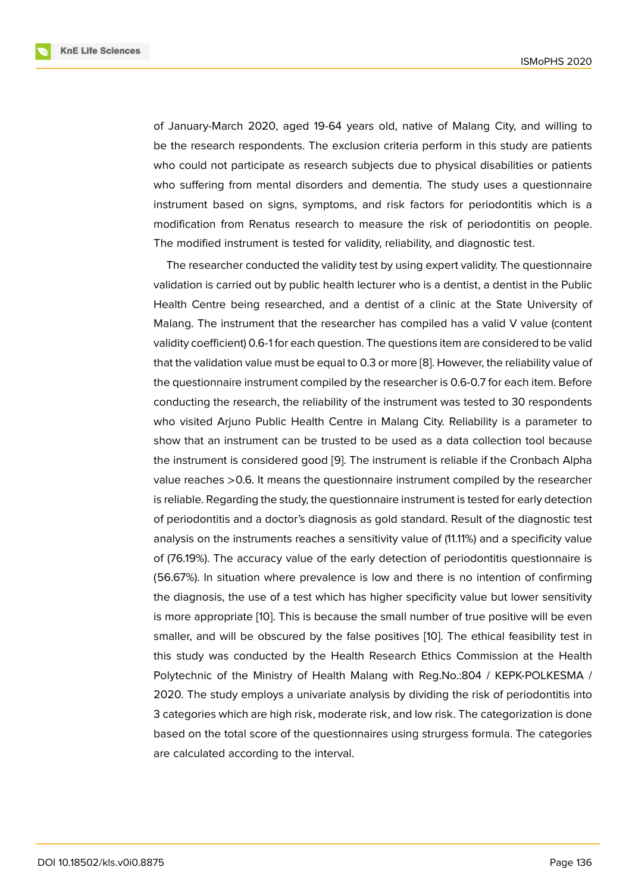of January-March 2020, aged 19-64 years old, native of Malang City, and willing to be the research respondents. The exclusion criteria perform in this study are patients who could not participate as research subjects due to physical disabilities or patients who suffering from mental disorders and dementia. The study uses a questionnaire instrument based on signs, symptoms, and risk factors for periodontitis which is a modification from Renatus research to measure the risk of periodontitis on people. The modified instrument is tested for validity, reliability, and diagnostic test.

The researcher conducted the validity test by using expert validity. The questionnaire validation is carried out by public health lecturer who is a dentist, a dentist in the Public Health Centre being researched, and a dentist of a clinic at the State University of Malang. The instrument that the researcher has compiled has a valid V value (content validity coefficient) 0.6-1 for each question. The questions item are considered to be valid that the validation value must be equal to 0.3 or more [8]. However, the reliability value of the questionnaire instrument compiled by the researcher is 0.6-0.7 for each item. Before conducting the research, the reliability of the instrument was tested to 30 respondents who visited Arjuno Public Health Centre in Malang City. Reliability is a parameter to show that an instrument can be trusted to be used as a data collection tool because the instrument is considered good [9]. The instrument is reliable if the Cronbach Alpha value reaches >0.6. It means the questionnaire instrument compiled by the researcher is reliable. Regarding the study, the questionnaire instrument is tested for early detection of periodontitis and a doctor's diagnosis as gold standard. Result of the diagnostic test analysis on the instruments reaches a sensitivity value of (11.11%) and a specificity value of (76.19%). The accuracy value of the early detection of periodontitis questionnaire is (56.67%). In situation where prevalence is low and there is no intention of confirming the diagnosis, the use of a test which has higher specificity value but lower sensitivity is more appropriate [10]. This is because the small number of true positive will be even smaller, and will be obscured by the false positives [10]. The ethical feasibility test in this study was conducted by the Health Research Ethics Commission at the Health Polytechnic of the Ministry of Health Malang with Reg.No.:804 / KEPK-POLKESMA / 2020. The study employs a univariate analysis by dividing the risk of periodontitis into 3 categories which are high risk, moderate risk, and low risk. The categorization is done based on the total score of the questionnaires using strurgess formula. The categories are calculated according to the interval.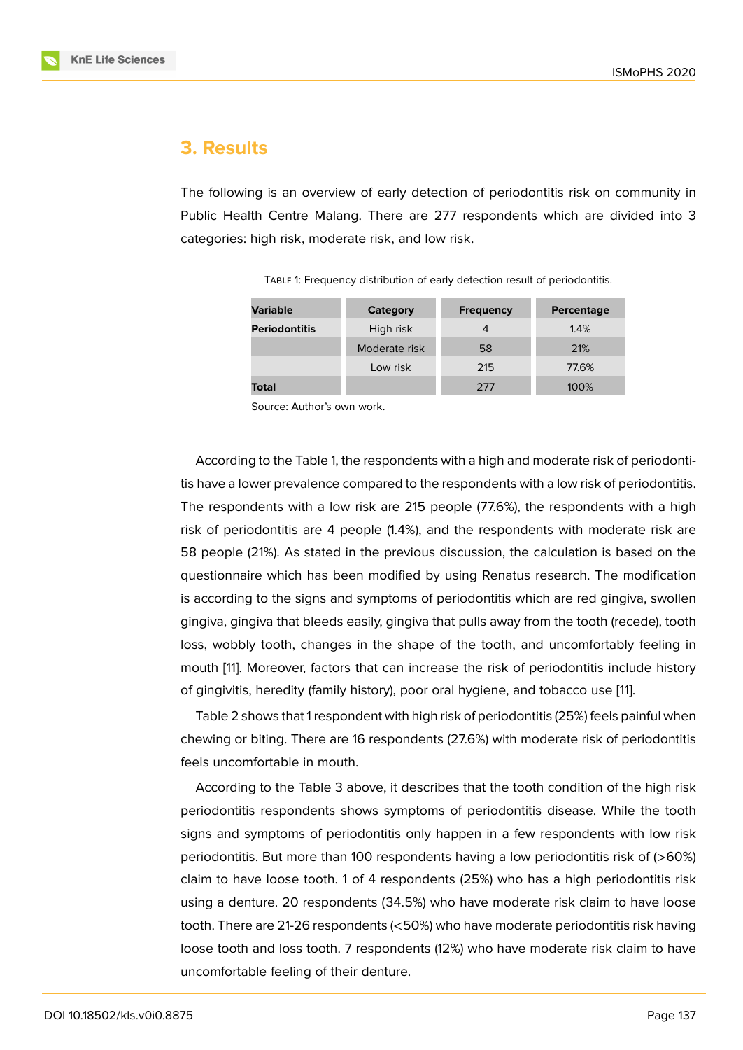## 3. Results

The following is an overview of early detection of periodontitis risk on community in Public Health Centre Malang. There are 277 respondents which are divided into 3 categories: high risk, moderate risk, and low risk.

Table 1: Frequency distribution of early detection result of periodontitis.

| Variable | Category | Frequency | Percentage |
|---|---|---|---|
| **Periodontitis** | High risk | 4 | 1.4% |
| | Moderate risk | 58 | 21% |
| | Low risk | 215 | 77.6% |
| **Total** | | 277 | 100% |

Source: Author's own work.

According to the Table 1, the respondents with a high and moderate risk of periodontitis have a lower prevalence compared to the respondents with a low risk of periodontitis. The respondents with a low risk are 215 people (77.6%), the respondents with a high risk of periodontitis are 4 people (1.4%), and the respondents with moderate risk are 58 people (21%). As stated in the previous discussion, the calculation is based on the questionnaire which has been modified by using Renatus research. The modification is according to the signs and symptoms of periodontitis which are red gingiva, swollen gingiva, gingiva that bleeds easily, gingiva that pulls away from the tooth (recede), tooth loss, wobbly tooth, changes in the shape of the tooth, and uncomfortably feeling in mouth [11]. Moreover, factors that can increase the risk of periodontitis include history of gingivitis, heredity (family history), poor oral hygiene, and tobacco use [11].

Table 2 shows that 1 respondent with high risk of periodontitis (25%) feels painful when chewing or biting. There are 16 respondents (27.6%) with moderate risk of periodontitis feels uncomfortable in mouth.

According to the Table 3 above, it describes that the tooth condition of the high risk periodontitis respondents shows symptoms of periodontitis disease. While the tooth signs and symptoms of periodontitis only happen in a few respondents with low risk periodontitis. But more than 100 respondents having a low periodontitis risk of (>60%) claim to have loose tooth. 1 of 4 respondents (25%) who has a high periodontitis risk using a denture. 20 respondents (34.5%) who have moderate risk claim to have loose tooth. There are 21-26 respondents (<50%) who have moderate periodontitis risk having loose tooth and loss tooth. 7 respondents (12%) who have moderate risk claim to have uncomfortable feeling of their denture.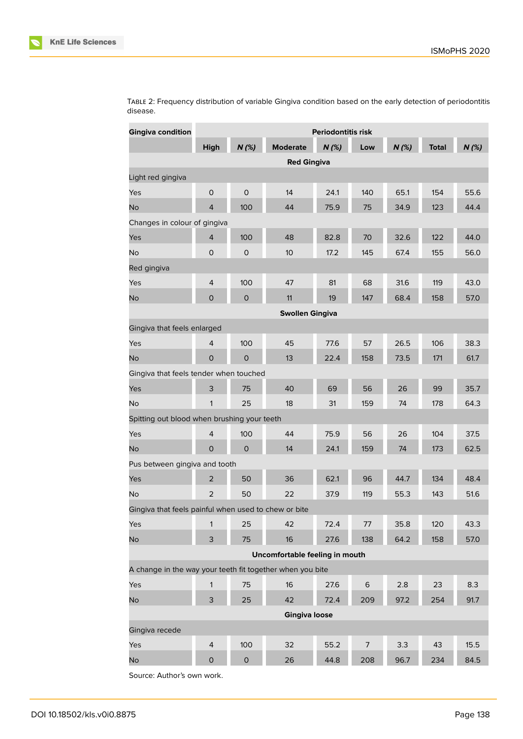Table 2: Frequency distribution of variable Gingiva condition based on the early detection of periodontitis disease.

| Gingiva condition | Periodontitis risk | | | | | | | |
|---|---|---|---|---|---|---|---|---|
| | High | *N (%)* | Moderate | *N (%)* | Low | *N (%)* | Total | *N (%)* |
| **Red Gingiva** | | | | | | | | |
| Light red gingiva | | | | | | | | |
| Yes | 0 | 0 | 14 | 24.1 | 140 | 65.1 | 154 | 55.6 |
| No | 4 | 100 | 44 | 75.9 | 75 | 34.9 | 123 | 44.4 |
| Changes in colour of gingiva | | | | | | | | |
| Yes | 4 | 100 | 48 | 82.8 | 70 | 32.6 | 122 | 44.0 |
| No | 0 | 0 | 10 | 17.2 | 145 | 67.4 | 155 | 56.0 |
| Red gingiva | | | | | | | | |
| Yes | 4 | 100 | 47 | 81 | 68 | 31.6 | 119 | 43.0 |
| No | 0 | 0 | 11 | 19 | 147 | 68.4 | 158 | 57.0 |
| **Swollen Gingiva** | | | | | | | | |
| Gingiva that feels enlarged | | | | | | | | |
| Yes | 4 | 100 | 45 | 77.6 | 57 | 26.5 | 106 | 38.3 |
| No | 0 | 0 | 13 | 22.4 | 158 | 73.5 | 171 | 61.7 |
| Gingiva that feels tender when touched | | | | | | | | |
| Yes | 3 | 75 | 40 | 69 | 56 | 26 | 99 | 35.7 |
| No | 1 | 25 | 18 | 31 | 159 | 74 | 178 | 64.3 |
| Spitting out blood when brushing your teeth | | | | | | | | |
| Yes | 4 | 100 | 44 | 75.9 | 56 | 26 | 104 | 37.5 |
| No | 0 | 0 | 14 | 24.1 | 159 | 74 | 173 | 62.5 |
| Pus between gingiva and tooth | | | | | | | | |
| Yes | 2 | 50 | 36 | 62.1 | 96 | 44.7 | 134 | 48.4 |
| No | 2 | 50 | 22 | 37.9 | 119 | 55.3 | 143 | 51.6 |
| Gingiva that feels painful when used to chew or bite | | | | | | | | |
| Yes | 1 | 25 | 42 | 72.4 | 77 | 35.8 | 120 | 43.3 |
| No | 3 | 75 | 16 | 27.6 | 138 | 64.2 | 158 | 57.0 |
| **Uncomfortable feeling in mouth** | | | | | | | | |
| A change in the way your teeth fit together when you bite | | | | | | | | |
| Yes | 1 | 75 | 16 | 27.6 | 6 | 2.8 | 23 | 8.3 |
| No | 3 | 25 | 42 | 72.4 | 209 | 97.2 | 254 | 91.7 |
| **Gingiva loose** | | | | | | | | |
| Gingiva recede | | | | | | | | |
| Yes | 4 | 100 | 32 | 55.2 | 7 | 3.3 | 43 | 15.5 |
| No | 0 | 0 | 26 | 44.8 | 208 | 96.7 | 234 | 84.5 |

Source: Author's own work.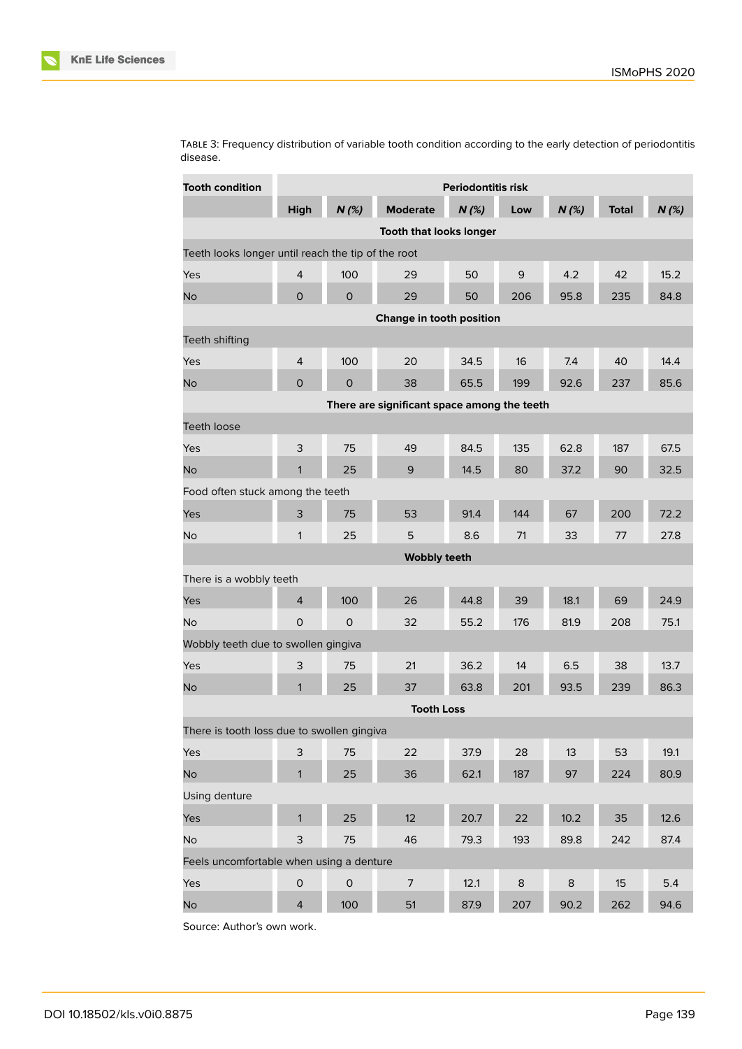Table 3: Frequency distribution of variable tooth condition according to the early detection of periodontitis disease.

| Tooth condition | Periodontitis risk | | | | | | | |
|---|---|---|---|---|---|---|---|---|
| | High | N (%) | Moderate | N (%) | Low | N (%) | Total | N (%) |
| **Tooth that looks longer** | | | | | | | | |
| Teeth looks longer until reach the tip of the root | | | | | | | | |
| Yes | 4 | 100 | 29 | 50 | 9 | 4.2 | 42 | 15.2 |
| No | 0 | 0 | 29 | 50 | 206 | 95.8 | 235 | 84.8 |
| **Change in tooth position** | | | | | | | | |
| Teeth shifting | | | | | | | | |
| Yes | 4 | 100 | 20 | 34.5 | 16 | 7.4 | 40 | 14.4 |
| No | 0 | 0 | 38 | 65.5 | 199 | 92.6 | 237 | 85.6 |
| **There are significant space among the teeth** | | | | | | | | |
| Teeth loose | | | | | | | | |
| Yes | 3 | 75 | 49 | 84.5 | 135 | 62.8 | 187 | 67.5 |
| No | 1 | 25 | 9 | 14.5 | 80 | 37.2 | 90 | 32.5 |
| Food often stuck among the teeth | | | | | | | | |
| Yes | 3 | 75 | 53 | 91.4 | 144 | 67 | 200 | 72.2 |
| No | 1 | 25 | 5 | 8.6 | 71 | 33 | 77 | 27.8 |
| **Wobbly teeth** | | | | | | | | |
| There is a wobbly teeth | | | | | | | | |
| Yes | 4 | 100 | 26 | 44.8 | 39 | 18.1 | 69 | 24.9 |
| No | 0 | 0 | 32 | 55.2 | 176 | 81.9 | 208 | 75.1 |
| Wobbly teeth due to swollen gingiva | | | | | | | | |
| Yes | 3 | 75 | 21 | 36.2 | 14 | 6.5 | 38 | 13.7 |
| No | 1 | 25 | 37 | 63.8 | 201 | 93.5 | 239 | 86.3 |
| **Tooth Loss** | | | | | | | | |
| There is tooth loss due to swollen gingiva | | | | | | | | |
| Yes | 3 | 75 | 22 | 37.9 | 28 | 13 | 53 | 19.1 |
| No | 1 | 25 | 36 | 62.1 | 187 | 97 | 224 | 80.9 |
| Using denture | | | | | | | | |
| Yes | 1 | 25 | 12 | 20.7 | 22 | 10.2 | 35 | 12.6 |
| No | 3 | 75 | 46 | 79.3 | 193 | 89.8 | 242 | 87.4 |
| Feels uncomfortable when using a denture | | | | | | | | |
| Yes | 0 | 0 | 7 | 12.1 | 8 | 8 | 15 | 5.4 |
| No | 4 | 100 | 51 | 87.9 | 207 | 90.2 | 262 | 94.6 |

Source: Author's own work.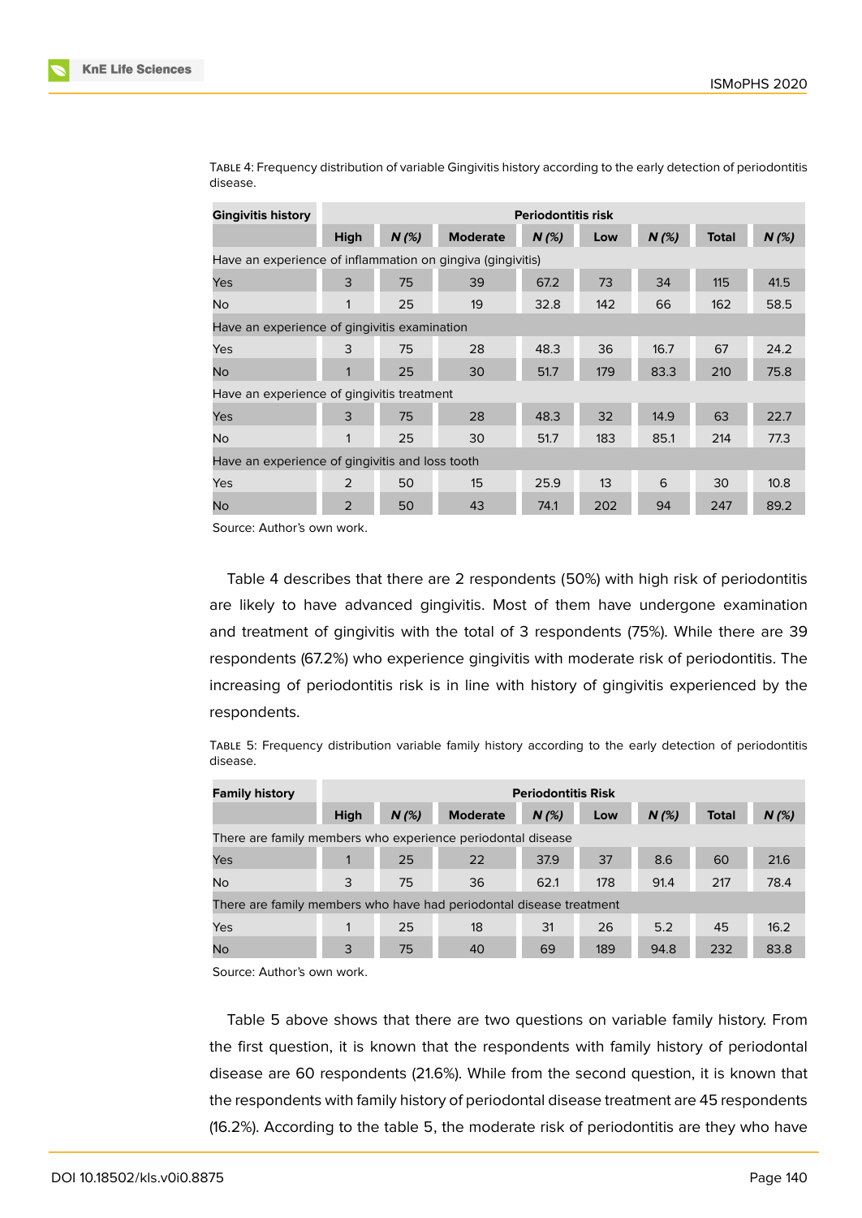Table 4: Frequency distribution of variable Gingivitis history according to the early detection of periodontitis disease.

| Gingivitis history | Periodontitis risk | | | | | | | |
|---|---|---|---|---|---|---|---|---|
| | High | *N (%)* | Moderate | *N (%)* | Low | *N (%)* | Total | *N (%)* |
| Have an experience of inflammation on gingiva (gingivitis) | | | | | | | | |
| Yes | 3 | 75 | 39 | 67.2 | 73 | 34 | 115 | 41.5 |
| No | 1 | 25 | 19 | 32.8 | 142 | 66 | 162 | 58.5 |
| Have an experience of gingivitis examination | | | | | | | | |
| Yes | 3 | 75 | 28 | 48.3 | 36 | 16.7 | 67 | 24.2 |
| No | 1 | 25 | 30 | 51.7 | 179 | 83.3 | 210 | 75.8 |
| Have an experience of gingivitis treatment | | | | | | | | |
| Yes | 3 | 75 | 28 | 48.3 | 32 | 14.9 | 63 | 22.7 |
| No | 1 | 25 | 30 | 51.7 | 183 | 85.1 | 214 | 77.3 |
| Have an experience of gingivitis and loss tooth | | | | | | | | |
| Yes | 2 | 50 | 15 | 25.9 | 13 | 6 | 30 | 10.8 |
| No | 2 | 50 | 43 | 74.1 | 202 | 94 | 247 | 89.2 |

Source: Author's own work.

Table 4 describes that there are 2 respondents (50%) with high risk of periodontitis are likely to have advanced gingivitis. Most of them have undergone examination and treatment of gingivitis with the total of 3 respondents (75%). While there are 39 respondents (67.2%) who experience gingivitis with moderate risk of periodontitis. The increasing of periodontitis risk is in line with history of gingivitis experienced by the respondents.

Table 5: Frequency distribution variable family history according to the early detection of periodontitis disease.

| Family history | Periodontitis Risk | | | | | | | |
|---|---|---|---|---|---|---|---|---|
| | High | *N (%)* | Moderate | *N (%)* | Low | *N (%)* | Total | *N (%)* |
| There are family members who experience periodontal disease | | | | | | | | |
| Yes | 1 | 25 | 22 | 37.9 | 37 | 8.6 | 60 | 21.6 |
| No | 3 | 75 | 36 | 62.1 | 178 | 91.4 | 217 | 78.4 |
| There are family members who have had periodontal disease treatment | | | | | | | | |
| Yes | 1 | 25 | 18 | 31 | 26 | 5.2 | 45 | 16.2 |
| No | 3 | 75 | 40 | 69 | 189 | 94.8 | 232 | 83.8 |

Source: Author's own work.

Table 5 above shows that there are two questions on variable family history. From the first question, it is known that the respondents with family history of periodontal disease are 60 respondents (21.6%). While from the second question, it is known that the respondents with family history of periodontal disease treatment are 45 respondents (16.2%). According to the table 5, the moderate risk of periodontitis are they who have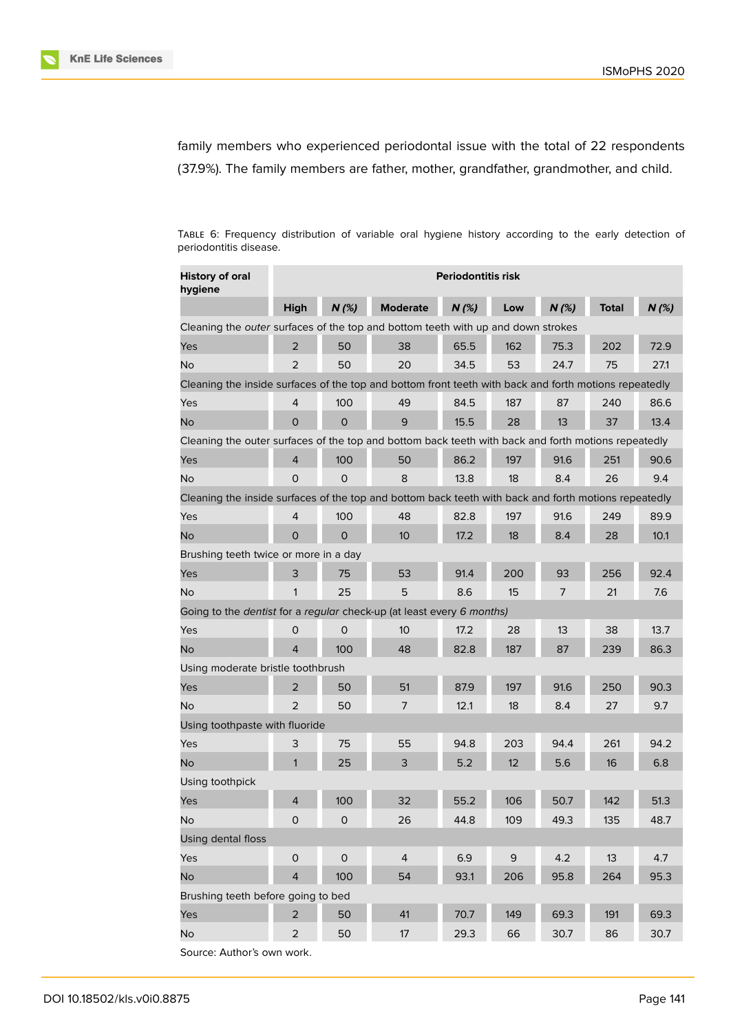family members who experienced periodontal issue with the total of 22 respondents (37.9%). The family members are father, mother, grandfather, grandmother, and child.

TABLE 6: Frequency distribution of variable oral hygiene history according to the early detection of periodontitis disease.

| History of oral hygiene | Periodontitis risk | | | | | | | |
|---|---|---|---|---|---|---|---|---|
| | High | *N (%)* | Moderate | *N (%)* | Low | *N (%)* | Total | *N (%)* |
| Cleaning the *outer* surfaces of the top and bottom teeth with up and down strokes | | | | | | | | |
| Yes | 2 | 50 | 38 | 65.5 | 162 | 75.3 | 202 | 72.9 |
| No | 2 | 50 | 20 | 34.5 | 53 | 24.7 | 75 | 27.1 |
| Cleaning the inside surfaces of the top and bottom front teeth with back and forth motions repeatedly | | | | | | | | |
| Yes | 4 | 100 | 49 | 84.5 | 187 | 87 | 240 | 86.6 |
| No | 0 | 0 | 9 | 15.5 | 28 | 13 | 37 | 13.4 |
| Cleaning the outer surfaces of the top and bottom back teeth with back and forth motions repeatedly | | | | | | | | |
| Yes | 4 | 100 | 50 | 86.2 | 197 | 91.6 | 251 | 90.6 |
| No | 0 | 0 | 8 | 13.8 | 18 | 8.4 | 26 | 9.4 |
| Cleaning the inside surfaces of the top and bottom back teeth with back and forth motions repeatedly | | | | | | | | |
| Yes | 4 | 100 | 48 | 82.8 | 197 | 91.6 | 249 | 89.9 |
| No | 0 | 0 | 10 | 17.2 | 18 | 8.4 | 28 | 10.1 |
| Brushing teeth twice or more in a day | | | | | | | | |
| Yes | 3 | 75 | 53 | 91.4 | 200 | 93 | 256 | 92.4 |
| No | 1 | 25 | 5 | 8.6 | 15 | 7 | 21 | 7.6 |
| Going to the *dentist* for a *regular* check-up (at least every *6 months)* | | | | | | | | |
| Yes | 0 | 0 | 10 | 17.2 | 28 | 13 | 38 | 13.7 |
| No | 4 | 100 | 48 | 82.8 | 187 | 87 | 239 | 86.3 |
| Using moderate bristle toothbrush | | | | | | | | |
| Yes | 2 | 50 | 51 | 87.9 | 197 | 91.6 | 250 | 90.3 |
| No | 2 | 50 | 7 | 12.1 | 18 | 8.4 | 27 | 9.7 |
| Using toothpaste with fluoride | | | | | | | | |
| Yes | 3 | 75 | 55 | 94.8 | 203 | 94.4 | 261 | 94.2 |
| No | 1 | 25 | 3 | 5.2 | 12 | 5.6 | 16 | 6.8 |
| Using toothpick | | | | | | | | |
| Yes | 4 | 100 | 32 | 55.2 | 106 | 50.7 | 142 | 51.3 |
| No | 0 | 0 | 26 | 44.8 | 109 | 49.3 | 135 | 48.7 |
| Using dental floss | | | | | | | | |
| Yes | 0 | 0 | 4 | 6.9 | 9 | 4.2 | 13 | 4.7 |
| No | 4 | 100 | 54 | 93.1 | 206 | 95.8 | 264 | 95.3 |
| Brushing teeth before going to bed | | | | | | | | |
| Yes | 2 | 50 | 41 | 70.7 | 149 | 69.3 | 191 | 69.3 |
| No | 2 | 50 | 17 | 29.3 | 66 | 30.7 | 86 | 30.7 |

Source: Author's own work.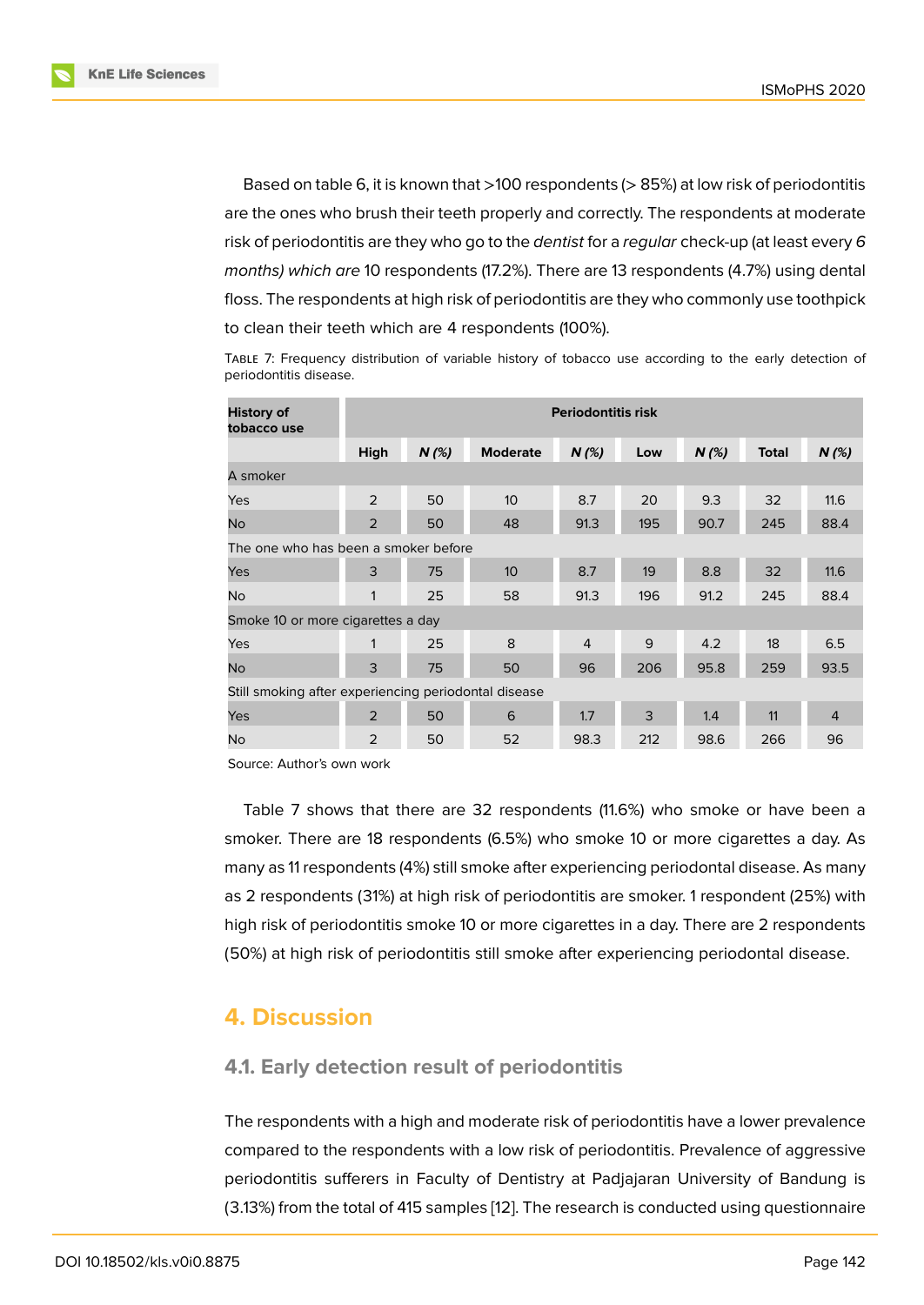Based on table 6, it is known that >100 respondents (> 85%) at low risk of periodontitis are the ones who brush their teeth properly and correctly. The respondents at moderate risk of periodontitis are they who go to the *dentist* for a *regular* check-up (at least every *6 months) which are* 10 respondents (17.2%). There are 13 respondents (4.7%) using dental floss. The respondents at high risk of periodontitis are they who commonly use toothpick to clean their teeth which are 4 respondents (100%).

Table 7: Frequency distribution of variable history of tobacco use according to the early detection of periodontitis disease.

| History of tobacco use | Periodontitis risk | | | | | | | |
|---|---|---|---|---|---|---|---|---|
| | High | *N (%)* | Moderate | *N (%)* | Low | *N (%)* | Total | *N (%)* |
| A smoker | | | | | | | | |
| Yes | 2 | 50 | 10 | 8.7 | 20 | 9.3 | 32 | 11.6 |
| No | 2 | 50 | 48 | 91.3 | 195 | 90.7 | 245 | 88.4 |
| The one who has been a smoker before | | | | | | | | |
| Yes | 3 | 75 | 10 | 8.7 | 19 | 8.8 | 32 | 11.6 |
| No | 1 | 25 | 58 | 91.3 | 196 | 91.2 | 245 | 88.4 |
| Smoke 10 or more cigarettes a day | | | | | | | | |
| Yes | 1 | 25 | 8 | 4 | 9 | 4.2 | 18 | 6.5 |
| No | 3 | 75 | 50 | 96 | 206 | 95.8 | 259 | 93.5 |
| Still smoking after experiencing periodontal disease | | | | | | | | |
| Yes | 2 | 50 | 6 | 1.7 | 3 | 1.4 | 11 | 4 |
| No | 2 | 50 | 52 | 98.3 | 212 | 98.6 | 266 | 96 |

Source: Author's own work

Table 7 shows that there are 32 respondents (11.6%) who smoke or have been a smoker. There are 18 respondents (6.5%) who smoke 10 or more cigarettes a day. As many as 11 respondents (4%) still smoke after experiencing periodontal disease. As many as 2 respondents (31%) at high risk of periodontitis are smoker. 1 respondent (25%) with high risk of periodontitis smoke 10 or more cigarettes in a day. There are 2 respondents (50%) at high risk of periodontitis still smoke after experiencing periodontal disease.

## 4. Discussion

### 4.1. Early detection result of periodontitis

The respondents with a high and moderate risk of periodontitis have a lower prevalence compared to the respondents with a low risk of periodontitis. Prevalence of aggressive periodontitis sufferers in Faculty of Dentistry at Padjajaran University of Bandung is (3.13%) from the total of 415 samples [12]. The research is conducted using questionnaire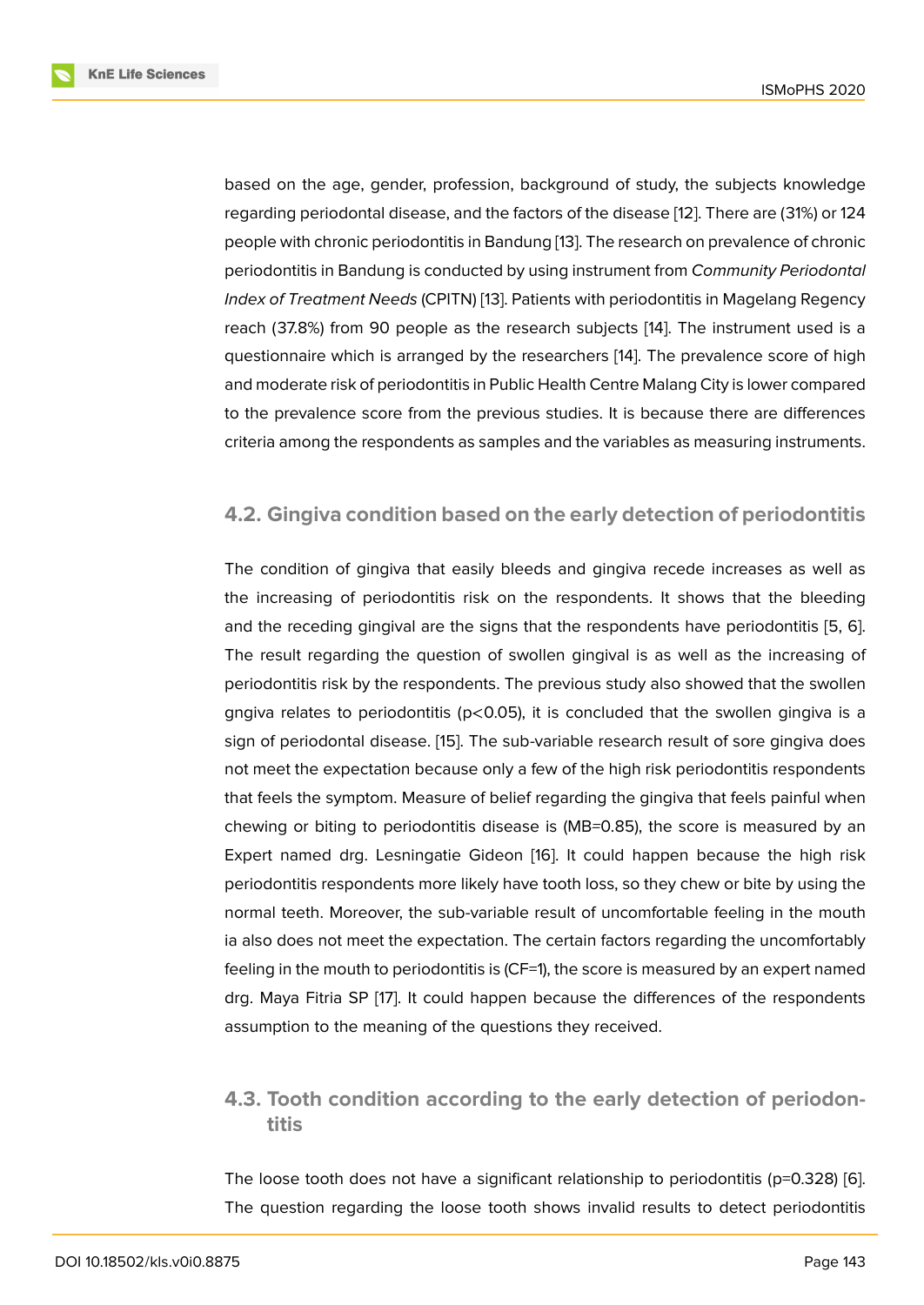based on the age, gender, profession, background of study, the subjects knowledge regarding periodontal disease, and the factors of the disease [12]. There are (31%) or 124 people with chronic periodontitis in Bandung [13]. The research on prevalence of chronic periodontitis in Bandung is conducted by using instrument from *Community Periodontal Index of Treatment Needs* (CPITN) [13]. Patients with periodontitis in Magelang Regency reach (37.8%) from 90 people as the research subjects [14]. The instrument used is a questionnaire which is arranged by the researchers [14]. The prevalence score of high and moderate risk of periodontitis in Public Health Centre Malang City is lower compared to the prevalence score from the previous studies. It is because there are differences criteria among the respondents as samples and the variables as measuring instruments.

### 4.2. Gingiva condition based on the early detection of periodontitis

The condition of gingiva that easily bleeds and gingiva recede increases as well as the increasing of periodontitis risk on the respondents. It shows that the bleeding and the receding gingival are the signs that the respondents have periodontitis [5, 6]. The result regarding the question of swollen gingival is as well as the increasing of periodontitis risk by the respondents. The previous study also showed that the swollen gngiva relates to periodontitis ($p<0.05$), it is concluded that the swollen gingiva is a sign of periodontal disease. [15]. The sub-variable research result of sore gingiva does not meet the expectation because only a few of the high risk periodontitis respondents that feels the symptom. Measure of belief regarding the gingiva that feels painful when chewing or biting to periodontitis disease is (MB=0.85), the score is measured by an Expert named drg. Lesningatie Gideon [16]. It could happen because the high risk periodontitis respondents more likely have tooth loss, so they chew or bite by using the normal teeth. Moreover, the sub-variable result of uncomfortable feeling in the mouth ia also does not meet the expectation. The certain factors regarding the uncomfortably feeling in the mouth to periodontitis is (CF=1), the score is measured by an expert named drg. Maya Fitria SP [17]. It could happen because the differences of the respondents assumption to the meaning of the questions they received.

### 4.3. Tooth condition according to the early detection of periodontitis

The loose tooth does not have a significant relationship to periodontitis ($p=0.328$) [6]. The question regarding the loose tooth shows invalid results to detect periodontitis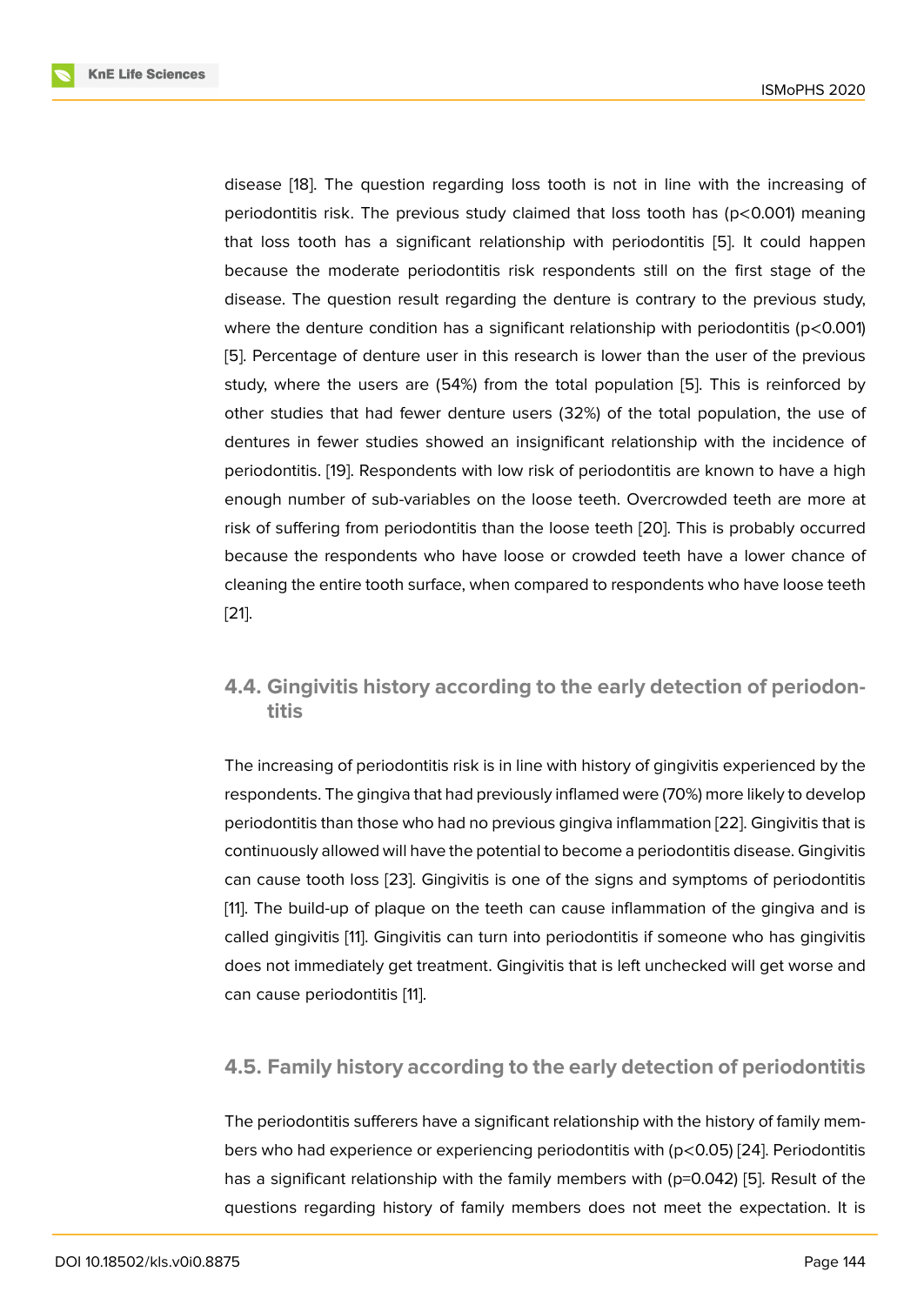disease [18]. The question regarding loss tooth is not in line with the increasing of periodontitis risk. The previous study claimed that loss tooth has ($p<0.001$) meaning that loss tooth has a significant relationship with periodontitis [5]. It could happen because the moderate periodontitis risk respondents still on the first stage of the disease. The question result regarding the denture is contrary to the previous study, where the denture condition has a significant relationship with periodontitis ($p<0.001$) [5]. Percentage of denture user in this research is lower than the user of the previous study, where the users are (54%) from the total population [5]. This is reinforced by other studies that had fewer denture users (32%) of the total population, the use of dentures in fewer studies showed an insignificant relationship with the incidence of periodontitis. [19]. Respondents with low risk of periodontitis are known to have a high enough number of sub-variables on the loose teeth. Overcrowded teeth are more at risk of suffering from periodontitis than the loose teeth [20]. This is probably occurred because the respondents who have loose or crowded teeth have a lower chance of cleaning the entire tooth surface, when compared to respondents who have loose teeth [21].

### 4.4. Gingivitis history according to the early detection of periodontitis

The increasing of periodontitis risk is in line with history of gingivitis experienced by the respondents. The gingiva that had previously inflamed were (70%) more likely to develop periodontitis than those who had no previous gingiva inflammation [22]. Gingivitis that is continuously allowed will have the potential to become a periodontitis disease. Gingivitis can cause tooth loss [23]. Gingivitis is one of the signs and symptoms of periodontitis [11]. The build-up of plaque on the teeth can cause inflammation of the gingiva and is called gingivitis [11]. Gingivitis can turn into periodontitis if someone who has gingivitis does not immediately get treatment. Gingivitis that is left unchecked will get worse and can cause periodontitis [11].

### 4.5. Family history according to the early detection of periodontitis

The periodontitis sufferers have a significant relationship with the history of family members who had experience or experiencing periodontitis with ($p<0.05$) [24]. Periodontitis has a significant relationship with the family members with ($p=0.042$) [5]. Result of the questions regarding history of family members does not meet the expectation. It is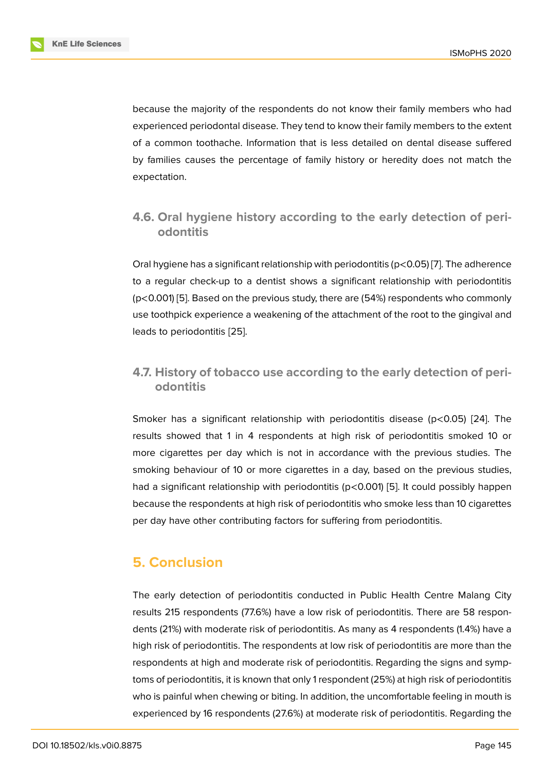because the majority of the respondents do not know their family members who had experienced periodontal disease. They tend to know their family members to the extent of a common toothache. Information that is less detailed on dental disease suffered by families causes the percentage of family history or heredity does not match the expectation.

### 4.6. Oral hygiene history according to the early detection of periodontitis

Oral hygiene has a significant relationship with periodontitis ($p<0.05$) [7]. The adherence to a regular check-up to a dentist shows a significant relationship with periodontitis ($p<0.001$) [5]. Based on the previous study, there are (54%) respondents who commonly use toothpick experience a weakening of the attachment of the root to the gingival and leads to periodontitis [25].

### 4.7. History of tobacco use according to the early detection of periodontitis

Smoker has a significant relationship with periodontitis disease ($p<0.05$) [24]. The results showed that 1 in 4 respondents at high risk of periodontitis smoked 10 or more cigarettes per day which is not in accordance with the previous studies. The smoking behaviour of 10 or more cigarettes in a day, based on the previous studies, had a significant relationship with periodontitis ($p<0.001$) [5]. It could possibly happen because the respondents at high risk of periodontitis who smoke less than 10 cigarettes per day have other contributing factors for suffering from periodontitis.

## 5. Conclusion

The early detection of periodontitis conducted in Public Health Centre Malang City results 215 respondents (77.6%) have a low risk of periodontitis. There are 58 respondents (21%) with moderate risk of periodontitis. As many as 4 respondents (1.4%) have a high risk of periodontitis. The respondents at low risk of periodontitis are more than the respondents at high and moderate risk of periodontitis. Regarding the signs and symptoms of periodontitis, it is known that only 1 respondent (25%) at high risk of periodontitis who is painful when chewing or biting. In addition, the uncomfortable feeling in mouth is experienced by 16 respondents (27.6%) at moderate risk of periodontitis. Regarding the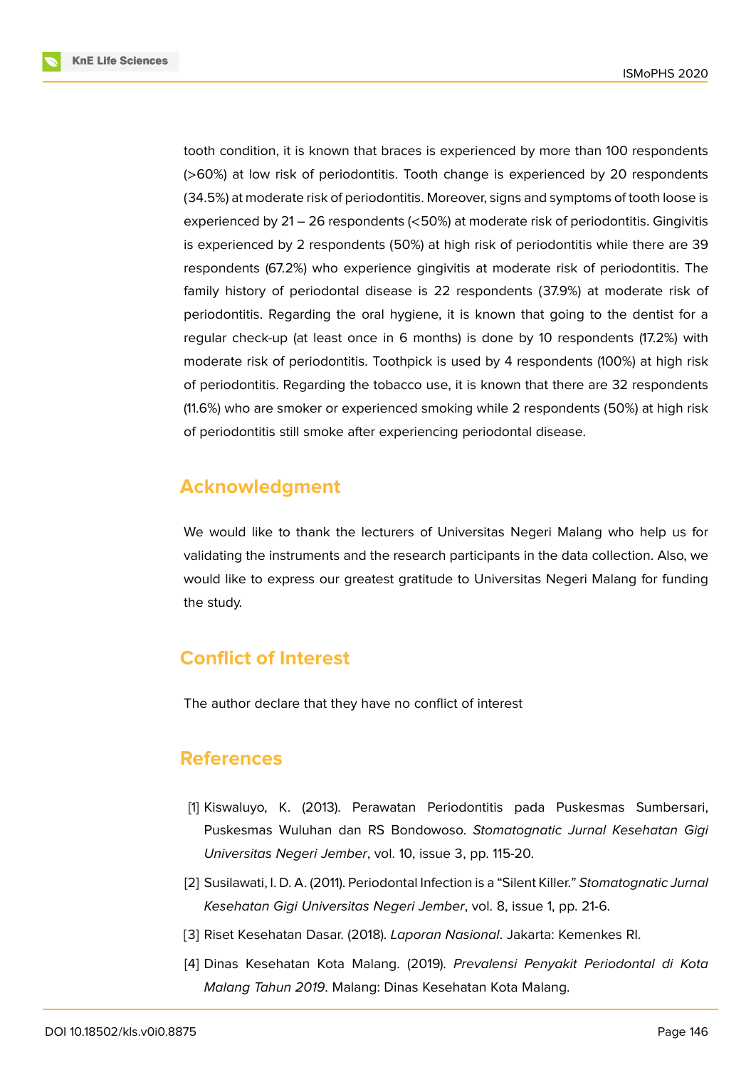tooth condition, it is known that braces is experienced by more than 100 respondents (>60%) at low risk of periodontitis. Tooth change is experienced by 20 respondents (34.5%) at moderate risk of periodontitis. Moreover, signs and symptoms of tooth loose is experienced by 21 – 26 respondents (<50%) at moderate risk of periodontitis. Gingivitis is experienced by 2 respondents (50%) at high risk of periodontitis while there are 39 respondents (67.2%) who experience gingivitis at moderate risk of periodontitis. The family history of periodontal disease is 22 respondents (37.9%) at moderate risk of periodontitis. Regarding the oral hygiene, it is known that going to the dentist for a regular check-up (at least once in 6 months) is done by 10 respondents (17.2%) with moderate risk of periodontitis. Toothpick is used by 4 respondents (100%) at high risk of periodontitis. Regarding the tobacco use, it is known that there are 32 respondents (11.6%) who are smoker or experienced smoking while 2 respondents (50%) at high risk of periodontitis still smoke after experiencing periodontal disease.

## Acknowledgment

We would like to thank the lecturers of Universitas Negeri Malang who help us for validating the instruments and the research participants in the data collection. Also, we would like to express our greatest gratitude to Universitas Negeri Malang for funding the study.

## Conflict of Interest

The author declare that they have no conflict of interest

## References

[1] Kiswaluyo, K. (2013). Perawatan Periodontitis pada Puskesmas Sumbersari, Puskesmas Wuluhan dan RS Bondowoso. *Stomatognatic Jurnal Kesehatan Gigi Universitas Negeri Jember*, vol. 10, issue 3, pp. 115-20.

[2] Susilawati, I. D. A. (2011). Periodontal Infection is a "Silent Killer." *Stomatognatic Jurnal Kesehatan Gigi Universitas Negeri Jember*, vol. 8, issue 1, pp. 21-6.

[3] Riset Kesehatan Dasar. (2018). *Laporan Nasional*. Jakarta: Kemenkes RI.

[4] Dinas Kesehatan Kota Malang. (2019). *Prevalensi Penyakit Periodontal di Kota Malang Tahun 2019*. Malang: Dinas Kesehatan Kota Malang.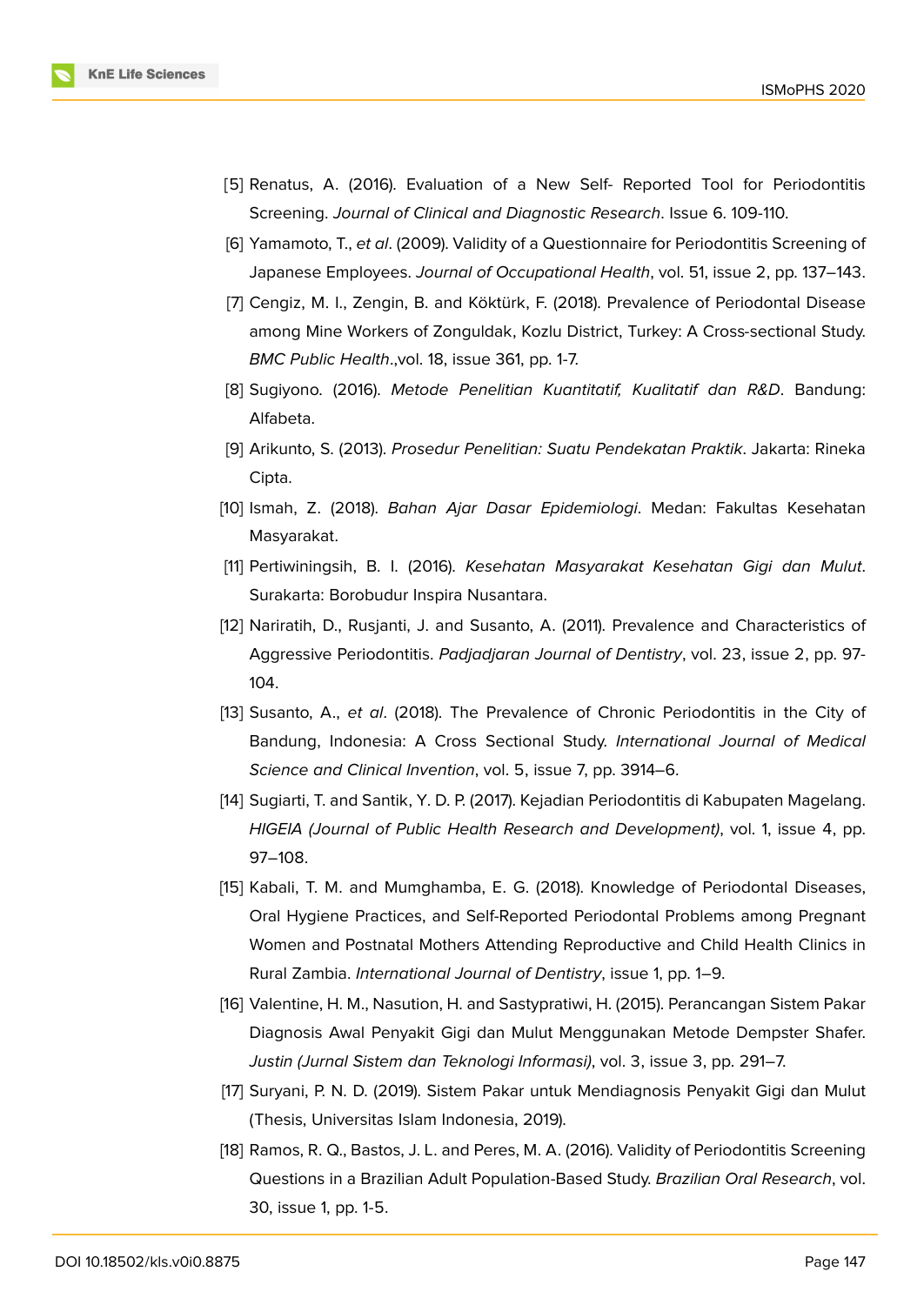[5] Renatus, A. (2016). Evaluation of a New Self- Reported Tool for Periodontitis Screening. *Journal of Clinical and Diagnostic Research*. Issue 6. 109-110.

[6] Yamamoto, T., *et al*. (2009). Validity of a Questionnaire for Periodontitis Screening of Japanese Employees. *Journal of Occupational Health*, vol. 51, issue 2, pp. 137–143.

[7] Cengiz, M. I., Zengin, B. and Köktürk, F. (2018). Prevalence of Periodontal Disease among Mine Workers of Zonguldak, Kozlu District, Turkey: A Cross-sectional Study. *BMC Public Health*.,vol. 18, issue 361, pp. 1-7.

[8] Sugiyono. (2016). *Metode Penelitian Kuantitatif, Kualitatif dan R&D*. Bandung: Alfabeta.

[9] Arikunto, S. (2013). *Prosedur Penelitian: Suatu Pendekatan Praktik*. Jakarta: Rineka Cipta.

[10] Ismah, Z. (2018). *Bahan Ajar Dasar Epidemiologi*. Medan: Fakultas Kesehatan Masyarakat.

[11] Pertiwiningsih, B. I. (2016). *Kesehatan Masyarakat Kesehatan Gigi dan Mulut*. Surakarta: Borobudur Inspira Nusantara.

[12] Nariratih, D., Rusjanti, J. and Susanto, A. (2011). Prevalence and Characteristics of Aggressive Periodontitis. *Padjadjaran Journal of Dentistry*, vol. 23, issue 2, pp. 97-104.

[13] Susanto, A., *et al*. (2018). The Prevalence of Chronic Periodontitis in the City of Bandung, Indonesia: A Cross Sectional Study. *International Journal of Medical Science and Clinical Invention*, vol. 5, issue 7, pp. 3914–6.

[14] Sugiarti, T. and Santik, Y. D. P. (2017). Kejadian Periodontitis di Kabupaten Magelang. *HIGEIA (Journal of Public Health Research and Development)*, vol. 1, issue 4, pp. 97–108.

[15] Kabali, T. M. and Mumghamba, E. G. (2018). Knowledge of Periodontal Diseases, Oral Hygiene Practices, and Self-Reported Periodontal Problems among Pregnant Women and Postnatal Mothers Attending Reproductive and Child Health Clinics in Rural Zambia. *International Journal of Dentistry*, issue 1, pp. 1–9.

[16] Valentine, H. M., Nasution, H. and Sastypratiwi, H. (2015). Perancangan Sistem Pakar Diagnosis Awal Penyakit Gigi dan Mulut Menggunakan Metode Dempster Shafer. *Justin (Jurnal Sistem dan Teknologi Informasi)*, vol. 3, issue 3, pp. 291–7.

[17] Suryani, P. N. D. (2019). Sistem Pakar untuk Mendiagnosis Penyakit Gigi dan Mulut (Thesis, Universitas Islam Indonesia, 2019).

[18] Ramos, R. Q., Bastos, J. L. and Peres, M. A. (2016). Validity of Periodontitis Screening Questions in a Brazilian Adult Population-Based Study. *Brazilian Oral Research*, vol. 30, issue 1, pp. 1-5.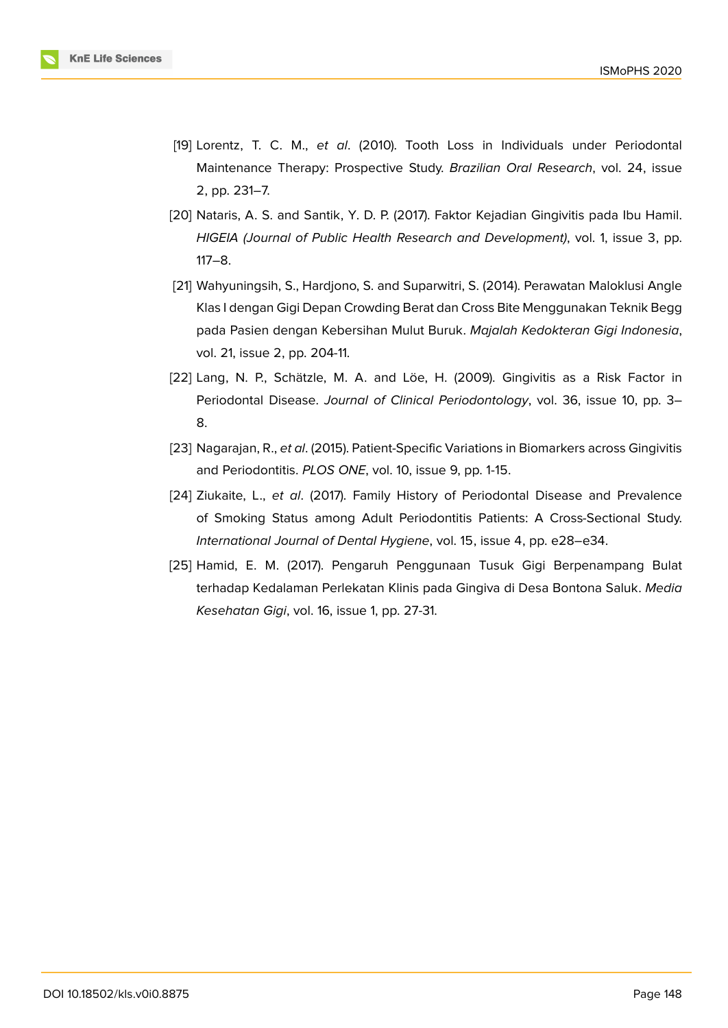[19] Lorentz, T. C. M., *et al*. (2010). Tooth Loss in Individuals under Periodontal Maintenance Therapy: Prospective Study. *Brazilian Oral Research*, vol. 24, issue 2, pp. 231–7.

[20] Nataris, A. S. and Santik, Y. D. P. (2017). Faktor Kejadian Gingivitis pada Ibu Hamil. *HIGEIA (Journal of Public Health Research and Development)*, vol. 1, issue 3, pp. 117–8.

[21] Wahyuningsih, S., Hardjono, S. and Suparwitri, S. (2014). Perawatan Maloklusi Angle Klas I dengan Gigi Depan Crowding Berat dan Cross Bite Menggunakan Teknik Begg pada Pasien dengan Kebersihan Mulut Buruk. *Majalah Kedokteran Gigi Indonesia*, vol. 21, issue 2, pp. 204-11.

[22] Lang, N. P., Schätzle, M. A. and Löe, H. (2009). Gingivitis as a Risk Factor in Periodontal Disease. *Journal of Clinical Periodontology*, vol. 36, issue 10, pp. 3–8.

[23] Nagarajan, R., *et al*. (2015). Patient-Specific Variations in Biomarkers across Gingivitis and Periodontitis. *PLOS ONE*, vol. 10, issue 9, pp. 1-15.

[24] Ziukaite, L., *et al*. (2017). Family History of Periodontal Disease and Prevalence of Smoking Status among Adult Periodontitis Patients: A Cross-Sectional Study. *International Journal of Dental Hygiene*, vol. 15, issue 4, pp. e28–e34.

[25] Hamid, E. M. (2017). Pengaruh Penggunaan Tusuk Gigi Berpenampang Bulat terhadap Kedalaman Perlekatan Klinis pada Gingiva di Desa Bontona Saluk. *Media Kesehatan Gigi*, vol. 16, issue 1, pp. 27-31.